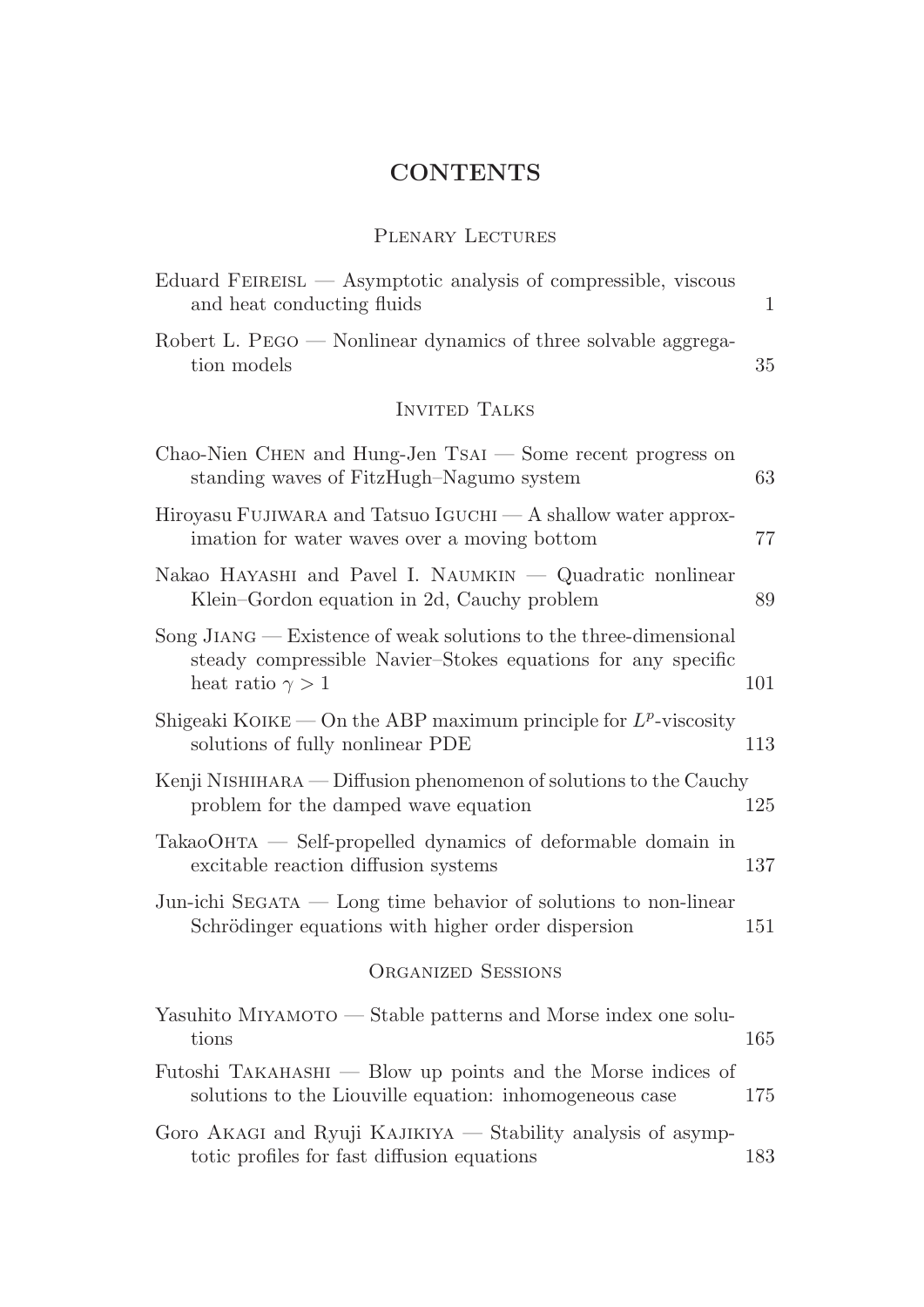# CONTENTS

## Plenary Lectures

Eduard Feireisl — Asymptotic analysis of compressible, viscous and heat conducting fluids 1

Robert L. Pego — Nonlinear dynamics of three solvable aggregation models 35

## Invited Talks

Chao-Nien Chen and Hung-Jen Tsai — Some recent progress on standing waves of FitzHugh–Nagumo system 63

Hiroyasu Fujiwara and Tatsuo Iguchi — A shallow water approximation for water waves over a moving bottom 77

Nakao Hayashi and Pavel I. Naumkin — Quadratic nonlinear Klein–Gordon equation in 2d, Cauchy problem 89

Song Jiang — Existence of weak solutions to the three-dimensional steady compressible Navier–Stokes equations for any specific heat ratio $\gamma > 1$ 101

Shigeaki Koike — On the ABP maximum principle for $L^p$-viscosity solutions of fully nonlinear PDE 113

Kenji Nishihara — Diffusion phenomenon of solutions to the Cauchy problem for the damped wave equation 125

TakaoOhta — Self-propelled dynamics of deformable domain in excitable reaction diffusion systems 137

Jun-ichi Segata — Long time behavior of solutions to non-linear Schrödinger equations with higher order dispersion 151

## Organized Sessions

Yasuhito Miyamoto — Stable patterns and Morse index one solutions 165

Futoshi Takahashi — Blow up points and the Morse indices of solutions to the Liouville equation: inhomogeneous case 175

Goro Akagi and Ryuji Kajikiya — Stability analysis of asymptotic profiles for fast diffusion equations 183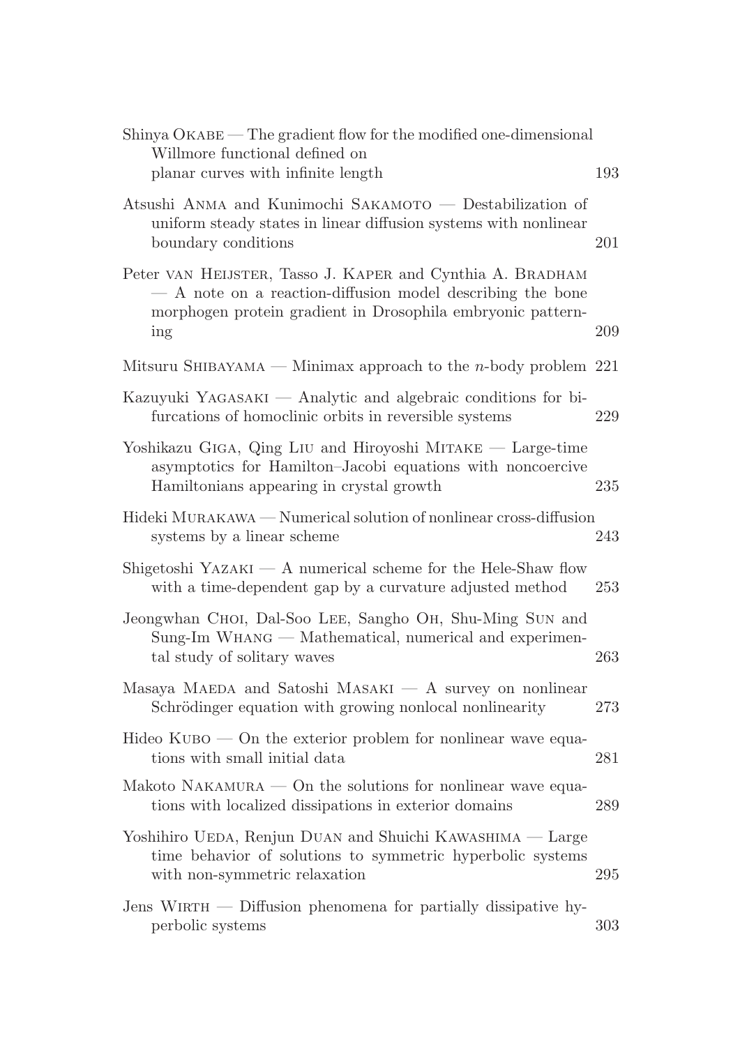Shinya Okabe — The gradient flow for the modified one-dimensional Willmore functional defined on planar curves with infinite length 193

Atsushi Anma and Kunimochi Sakamoto — Destabilization of uniform steady states in linear diffusion systems with nonlinear boundary conditions 201

Peter van Heijster, Tasso J. Kaper and Cynthia A. Bradham — A note on a reaction-diffusion model describing the bone morphogen protein gradient in Drosophila embryonic patterning 209

Mitsuru Shibayama — Minimax approach to the $n$-body problem 221

Kazuyuki Yagasaki — Analytic and algebraic conditions for bifurcations of homoclinic orbits in reversible systems 229

Yoshikazu Giga, Qing Liu and Hiroyoshi Mitake — Large-time asymptotics for Hamilton–Jacobi equations with noncoercive Hamiltonians appearing in crystal growth 235

Hideki Murakawa — Numerical solution of nonlinear cross-diffusion systems by a linear scheme 243

Shigetoshi Yazaki — A numerical scheme for the Hele-Shaw flow with a time-dependent gap by a curvature adjusted method 253

Jeongwhan Choi, Dal-Soo Lee, Sangho Oh, Shu-Ming Sun and Sung-Im Whang — Mathematical, numerical and experimental study of solitary waves 263

Masaya Maeda and Satoshi Masaki — A survey on nonlinear Schrödinger equation with growing nonlocal nonlinearity 273

Hideo Kubo — On the exterior problem for nonlinear wave equations with small initial data 281

Makoto Nakamura — On the solutions for nonlinear wave equations with localized dissipations in exterior domains 289

Yoshihiro Ueda, Renjun Duan and Shuichi Kawashima — Large time behavior of solutions to symmetric hyperbolic systems with non-symmetric relaxation 295

Jens Wirth — Diffusion phenomena for partially dissipative hyperbolic systems 303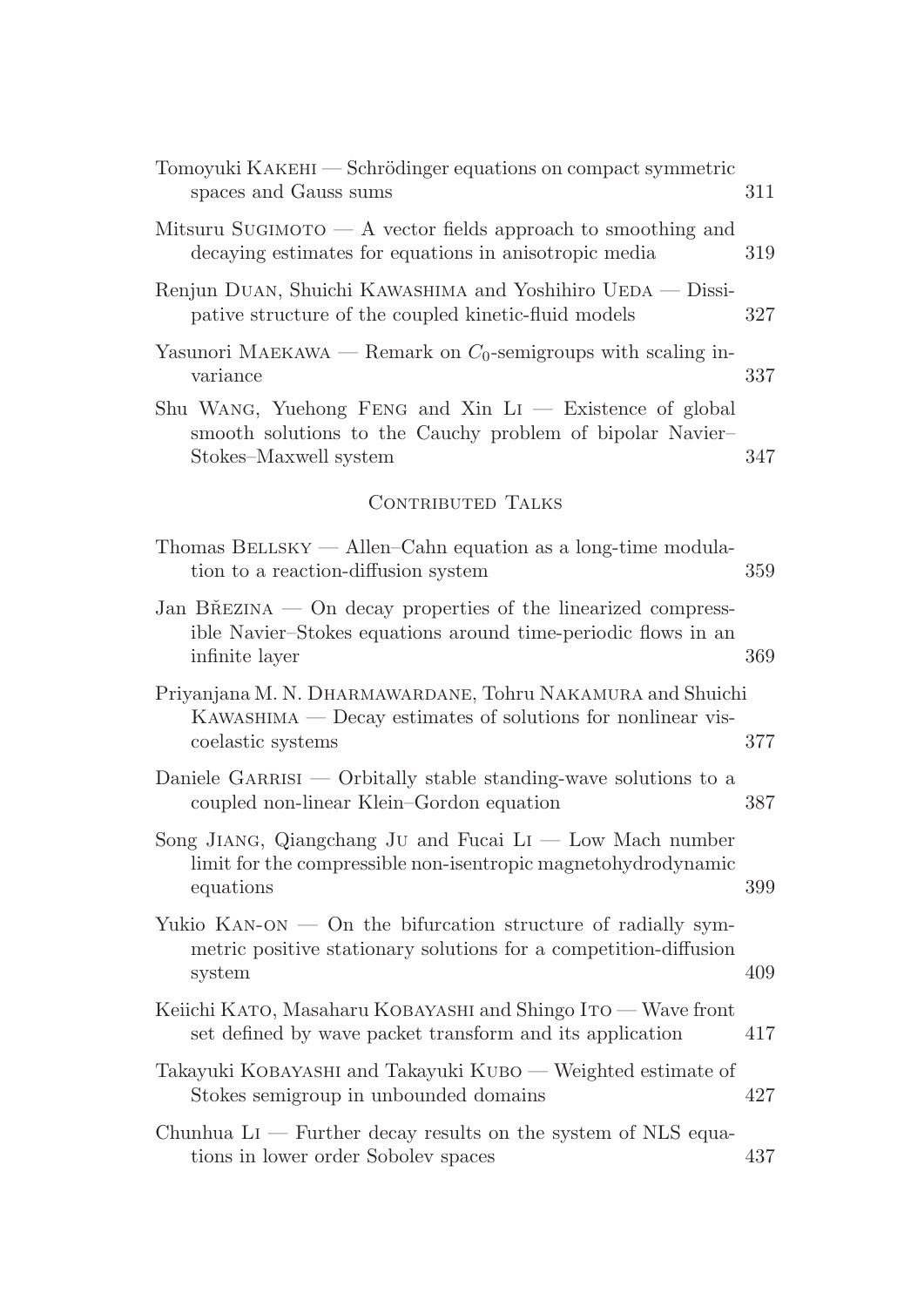Tomoyuki KAKEHI — Schrödinger equations on compact symmetric spaces and Gauss sums 311

Mitsuru SUGIMOTO — A vector fields approach to smoothing and decaying estimates for equations in anisotropic media 319

Renjun DUAN, Shuichi KAWASHIMA and Yoshihiro UEDA — Dissipative structure of the coupled kinetic-fluid models 327

Yasunori MAEKAWA — Remark on $C_0$-semigroups with scaling invariance 337

Shu WANG, Yuehong FENG and Xin LI — Existence of global smooth solutions to the Cauchy problem of bipolar Navier–Stokes–Maxwell system 347

## CONTRIBUTED TALKS

Thomas BELLSKY — Allen–Cahn equation as a long-time modulation to a reaction-diffusion system 359

Jan BŘEZINA — On decay properties of the linearized compressible Navier–Stokes equations around time-periodic flows in an infinite layer 369

Priyanjana M. N. DHARMAWARDANE, Tohru NAKAMURA and Shuichi KAWASHIMA — Decay estimates of solutions for nonlinear viscoelastic systems 377

Daniele GARRISI — Orbitally stable standing-wave solutions to a coupled non-linear Klein–Gordon equation 387

Song JIANG, Qiangchang JU and Fucai LI — Low Mach number limit for the compressible non-isentropic magnetohydrodynamic equations 399

Yukio KAN-ON — On the bifurcation structure of radially symmetric positive stationary solutions for a competition-diffusion system 409

Keiichi KATO, Masaharu KOBAYASHI and Shingo ITO — Wave front set defined by wave packet transform and its application 417

Takayuki KOBAYASHI and Takayuki KUBO — Weighted estimate of Stokes semigroup in unbounded domains 427

Chunhua LI — Further decay results on the system of NLS equations in lower order Sobolev spaces 437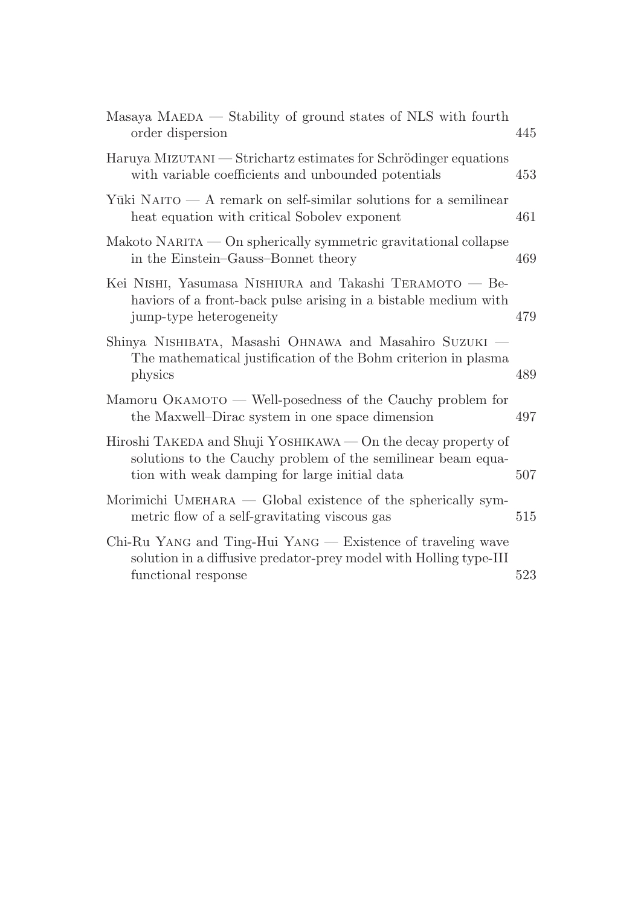Masaya MAEDA — Stability of ground states of NLS with fourth order dispersion 445

Haruya MIZUTANI — Strichartz estimates for Schrödinger equations with variable coefficients and unbounded potentials 453

Yūki NAITO — A remark on self-similar solutions for a semilinear heat equation with critical Sobolev exponent 461

Makoto NARITA — On spherically symmetric gravitational collapse in the Einstein–Gauss–Bonnet theory 469

Kei NISHI, Yasumasa NISHIURA and Takashi TERAMOTO — Behaviors of a front-back pulse arising in a bistable medium with jump-type heterogeneity 479

Shinya NISHIBATA, Masashi OHNAWA and Masahiro SUZUKI — The mathematical justification of the Bohm criterion in plasma physics 489

Mamoru OKAMOTO — Well-posedness of the Cauchy problem for the Maxwell–Dirac system in one space dimension 497

Hiroshi TAKEDA and Shuji YOSHIKAWA — On the decay property of solutions to the Cauchy problem of the semilinear beam equation with weak damping for large initial data 507

Morimichi UMEHARA — Global existence of the spherically symmetric flow of a self-gravitating viscous gas 515

Chi-Ru YANG and Ting-Hui YANG — Existence of traveling wave solution in a diffusive predator-prey model with Holling type-III functional response 523